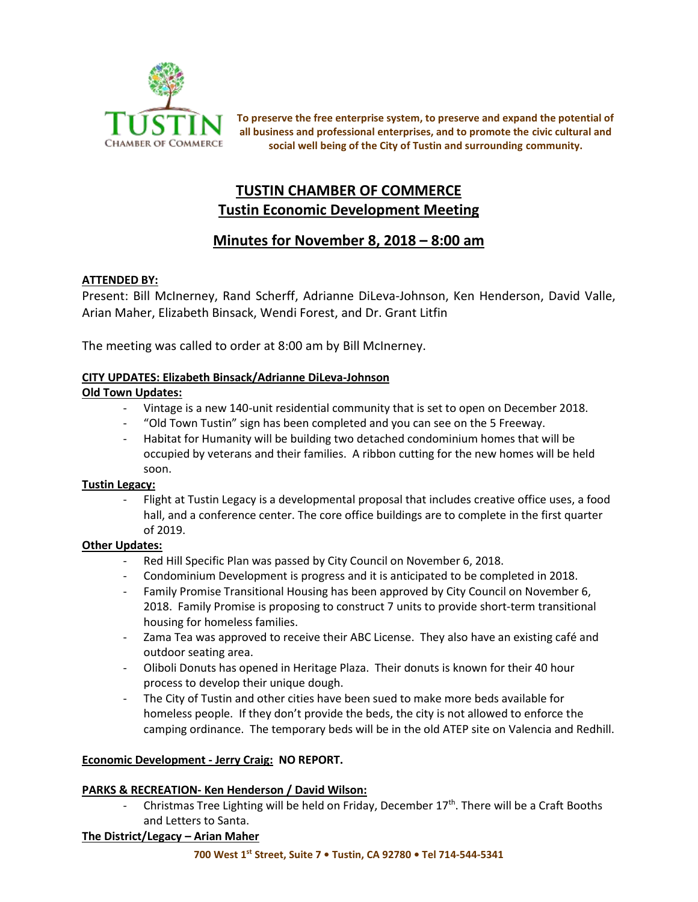TUSTIN CHAMBER OF COMMERCE

**To preserve the free enterprise system, to preserve and expand the potential of all business and professional enterprises, and to promote the civic cultural and social well being of the City of Tustin and surrounding community.**

# TUSTIN CHAMBER OF COMMERCE
## Tustin Economic Development Meeting

## Minutes for November 8, 2018 – 8:00 am

**ATTENDED BY:**

Present: Bill McInerney, Rand Scherff, Adrianne DiLeva-Johnson, Ken Henderson, David Valle, Arian Maher, Elizabeth Binsack, Wendi Forest, and Dr. Grant Litfin

The meeting was called to order at 8:00 am by Bill McInerney.

**CITY UPDATES: Elizabeth Binsack/Adrianne DiLeva-Johnson**

**Old Town Updates:**

- Vintage is a new 140-unit residential community that is set to open on December 2018.
- "Old Town Tustin" sign has been completed and you can see on the 5 Freeway.
- Habitat for Humanity will be building two detached condominium homes that will be occupied by veterans and their families. A ribbon cutting for the new homes will be held soon.

**Tustin Legacy:**

- Flight at Tustin Legacy is a developmental proposal that includes creative office uses, a food hall, and a conference center. The core office buildings are to complete in the first quarter of 2019.

**Other Updates:**

- Red Hill Specific Plan was passed by City Council on November 6, 2018.
- Condominium Development is progress and it is anticipated to be completed in 2018.
- Family Promise Transitional Housing has been approved by City Council on November 6, 2018. Family Promise is proposing to construct 7 units to provide short-term transitional housing for homeless families.
- Zama Tea was approved to receive their ABC License. They also have an existing café and outdoor seating area.
- Oliboli Donuts has opened in Heritage Plaza. Their donuts is known for their 40 hour process to develop their unique dough.
- The City of Tustin and other cities have been sued to make more beds available for homeless people. If they don't provide the beds, the city is not allowed to enforce the camping ordinance. The temporary beds will be in the old ATEP site on Valencia and Redhill.

**Economic Development - Jerry Craig: NO REPORT.**

**PARKS & RECREATION- Ken Henderson / David Wilson:**

- Christmas Tree Lighting will be held on Friday, December 17th. There will be a Craft Booths and Letters to Santa.

**The District/Legacy – Arian Maher**

**700 West 1st Street, Suite 7 • Tustin, CA 92780 • Tel 714-544-5341**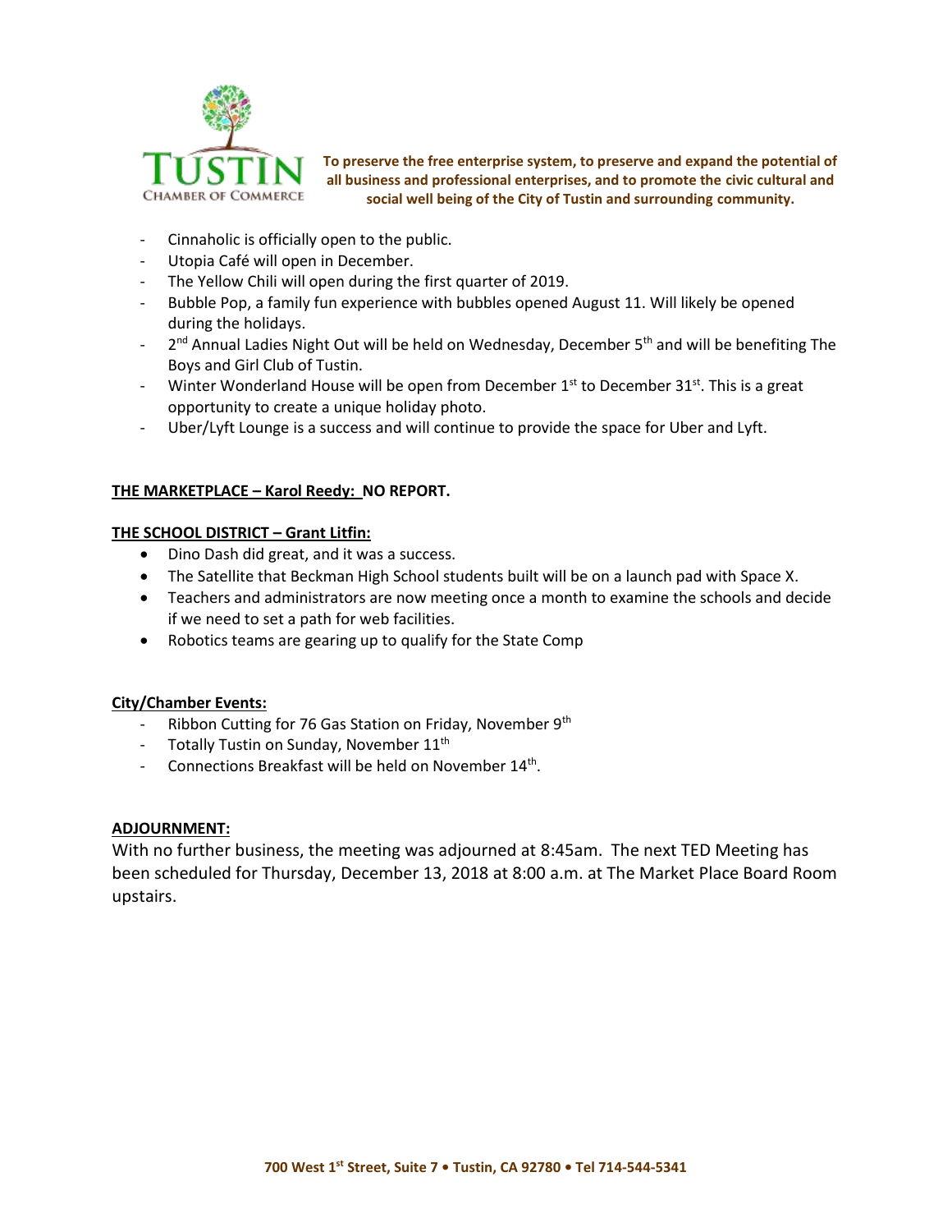To preserve the free enterprise system, to preserve and expand the potential of all business and professional enterprises, and to promote the civic cultural and social well being of the City of Tustin and surrounding community.

- Cinnaholic is officially open to the public.
- Utopia Café will open in December.
- The Yellow Chili will open during the first quarter of 2019.
- Bubble Pop, a family fun experience with bubbles opened August 11. Will likely be opened during the holidays.
- 2nd Annual Ladies Night Out will be held on Wednesday, December 5th and will be benefiting The Boys and Girl Club of Tustin.
- Winter Wonderland House will be open from December 1st to December 31st. This is a great opportunity to create a unique holiday photo.
- Uber/Lyft Lounge is a success and will continue to provide the space for Uber and Lyft.

**THE MARKETPLACE – Karol Reedy: NO REPORT.**

**THE SCHOOL DISTRICT – Grant Litfin:**

- Dino Dash did great, and it was a success.
- The Satellite that Beckman High School students built will be on a launch pad with Space X.
- Teachers and administrators are now meeting once a month to examine the schools and decide if we need to set a path for web facilities.
- Robotics teams are gearing up to qualify for the State Comp

**City/Chamber Events:**

- Ribbon Cutting for 76 Gas Station on Friday, November 9th
- Totally Tustin on Sunday, November 11th
- Connections Breakfast will be held on November 14th.

**ADJOURNMENT:**

With no further business, the meeting was adjourned at 8:45am. The next TED Meeting has been scheduled for Thursday, December 13, 2018 at 8:00 a.m. at The Market Place Board Room upstairs.

700 West 1st Street, Suite 7 • Tustin, CA 92780 • Tel 714-544-5341